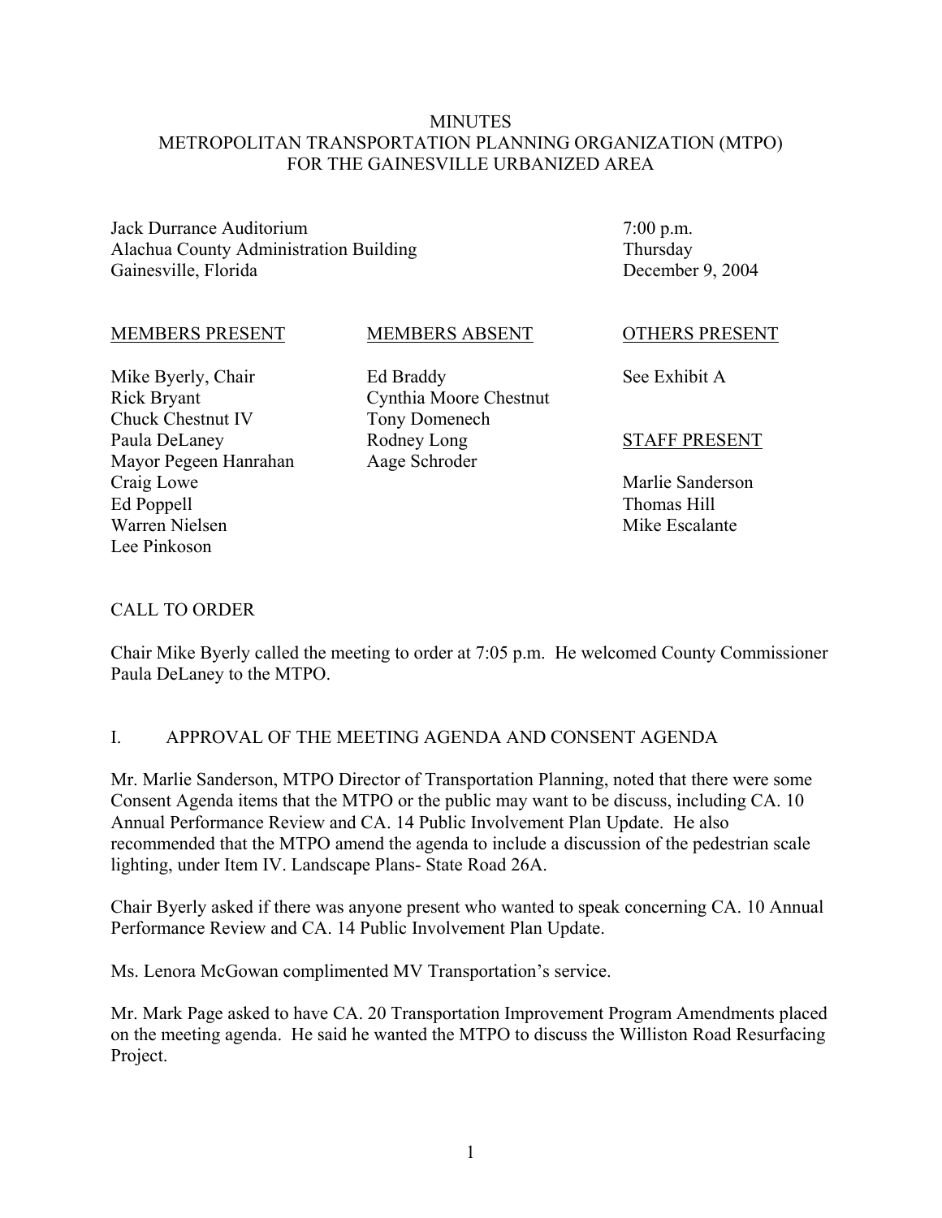# MINUTES
# METROPOLITAN TRANSPORTATION PLANNING ORGANIZATION (MTPO)
# FOR THE GAINESVILLE URBANIZED AREA

Jack Durrance Auditorium
Alachua County Administration Building
Gainesville, Florida

7:00 p.m.
Thursday
December 9, 2004

| MEMBERS PRESENT | MEMBERS ABSENT | OTHERS PRESENT |
|---|---|---|
| Mike Byerly, Chair | Ed Braddy | See Exhibit A |
| Rick Bryant | Cynthia Moore Chestnut | |
| Chuck Chestnut IV | Tony Domenech | |
| Paula DeLaney | Rodney Long | **STAFF PRESENT** |
| Mayor Pegeen Hanrahan | Aage Schroder | |
| Craig Lowe | | Marlie Sanderson |
| Ed Poppell | | Thomas Hill |
| Warren Nielsen | | Mike Escalante |
| Lee Pinkoson | | |

## CALL TO ORDER

Chair Mike Byerly called the meeting to order at 7:05 p.m. He welcomed County Commissioner Paula DeLaney to the MTPO.

## I. APPROVAL OF THE MEETING AGENDA AND CONSENT AGENDA

Mr. Marlie Sanderson, MTPO Director of Transportation Planning, noted that there were some Consent Agenda items that the MTPO or the public may want to be discuss, including CA. 10 Annual Performance Review and CA. 14 Public Involvement Plan Update. He also recommended that the MTPO amend the agenda to include a discussion of the pedestrian scale lighting, under Item IV. Landscape Plans- State Road 26A.

Chair Byerly asked if there was anyone present who wanted to speak concerning CA. 10 Annual Performance Review and CA. 14 Public Involvement Plan Update.

Ms. Lenora McGowan complimented MV Transportation's service.

Mr. Mark Page asked to have CA. 20 Transportation Improvement Program Amendments placed on the meeting agenda. He said he wanted the MTPO to discuss the Williston Road Resurfacing Project.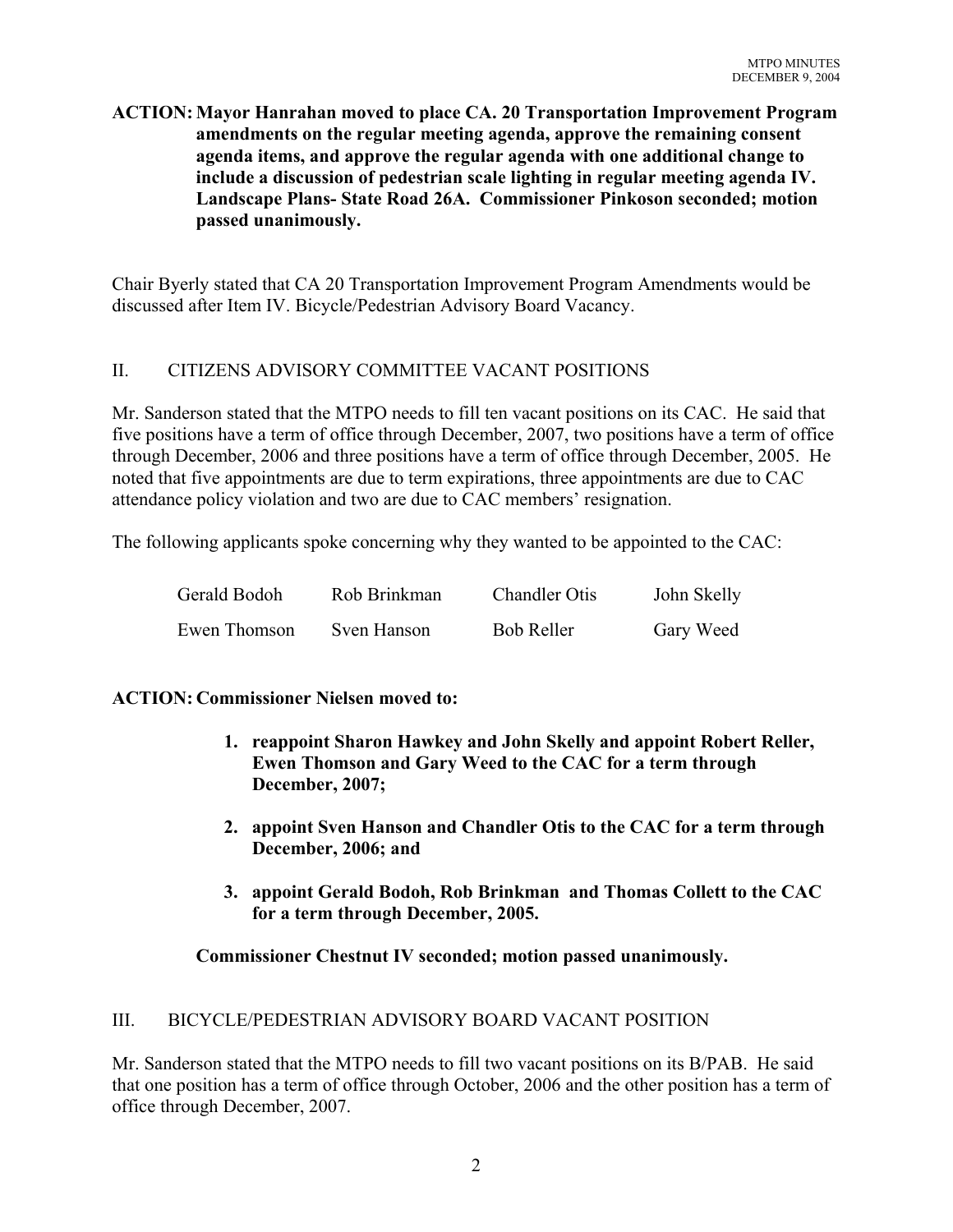**ACTION: Mayor Hanrahan moved to place CA. 20 Transportation Improvement Program amendments on the regular meeting agenda, approve the remaining consent agenda items, and approve the regular agenda with one additional change to include a discussion of pedestrian scale lighting in regular meeting agenda IV. Landscape Plans- State Road 26A. Commissioner Pinkoson seconded; motion passed unanimously.**

Chair Byerly stated that CA 20 Transportation Improvement Program Amendments would be discussed after Item IV. Bicycle/Pedestrian Advisory Board Vacancy.

## II. CITIZENS ADVISORY COMMITTEE VACANT POSITIONS

Mr. Sanderson stated that the MTPO needs to fill ten vacant positions on its CAC. He said that five positions have a term of office through December, 2007, two positions have a term of office through December, 2006 and three positions have a term of office through December, 2005. He noted that five appointments are due to term expirations, three appointments are due to CAC attendance policy violation and two are due to CAC members' resignation.

The following applicants spoke concerning why they wanted to be appointed to the CAC:

| | | | |
|---|---|---|---|
| Gerald Bodoh | Rob Brinkman | Chandler Otis | John Skelly |
| Ewen Thomson | Sven Hanson | Bob Reller | Gary Weed |

**ACTION: Commissioner Nielsen moved to:**

1. **reappoint Sharon Hawkey and John Skelly and appoint Robert Reller, Ewen Thomson and Gary Weed to the CAC for a term through December, 2007;**
2. **appoint Sven Hanson and Chandler Otis to the CAC for a term through December, 2006; and**
3. **appoint Gerald Bodoh, Rob Brinkman and Thomas Collett to the CAC for a term through December, 2005.**

**Commissioner Chestnut IV seconded; motion passed unanimously.**

## III. BICYCLE/PEDESTRIAN ADVISORY BOARD VACANT POSITION

Mr. Sanderson stated that the MTPO needs to fill two vacant positions on its B/PAB. He said that one position has a term of office through October, 2006 and the other position has a term of office through December, 2007.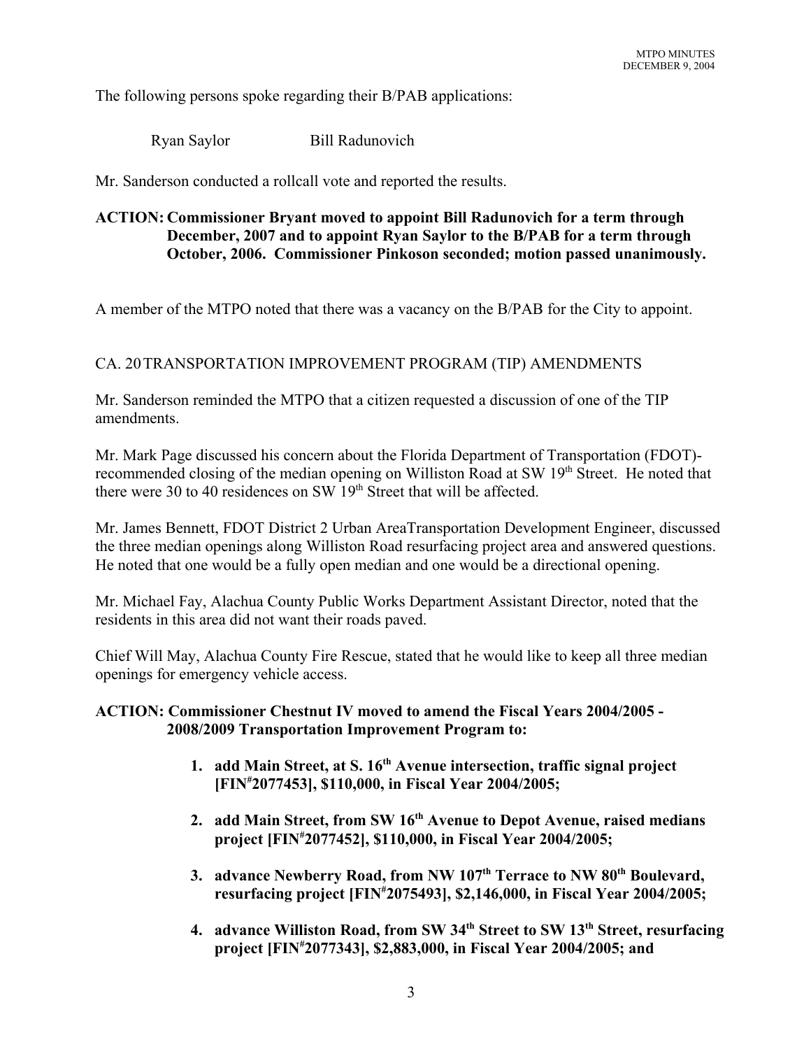The following persons spoke regarding their B/PAB applications:

Ryan Saylor Bill Radunovich

Mr. Sanderson conducted a rollcall vote and reported the results.

**ACTION: Commissioner Bryant moved to appoint Bill Radunovich for a term through December, 2007 and to appoint Ryan Saylor to the B/PAB for a term through October, 2006. Commissioner Pinkoson seconded; motion passed unanimously.**

A member of the MTPO noted that there was a vacancy on the B/PAB for the City to appoint.

CA. 20 TRANSPORTATION IMPROVEMENT PROGRAM (TIP) AMENDMENTS

Mr. Sanderson reminded the MTPO that a citizen requested a discussion of one of the TIP amendments.

Mr. Mark Page discussed his concern about the Florida Department of Transportation (FDOT)-recommended closing of the median opening on Williston Road at SW 19th Street. He noted that there were 30 to 40 residences on SW 19th Street that will be affected.

Mr. James Bennett, FDOT District 2 Urban AreaTransportation Development Engineer, discussed the three median openings along Williston Road resurfacing project area and answered questions. He noted that one would be a fully open median and one would be a directional opening.

Mr. Michael Fay, Alachua County Public Works Department Assistant Director, noted that the residents in this area did not want their roads paved.

Chief Will May, Alachua County Fire Rescue, stated that he would like to keep all three median openings for emergency vehicle access.

**ACTION: Commissioner Chestnut IV moved to amend the Fiscal Years 2004/2005 - 2008/2009 Transportation Improvement Program to:**

1. **add Main Street, at S. 16th Avenue intersection, traffic signal project [FIN#2077453], $110,000, in Fiscal Year 2004/2005;**
2. **add Main Street, from SW 16th Avenue to Depot Avenue, raised medians project [FIN#2077452], $110,000, in Fiscal Year 2004/2005;**
3. **advance Newberry Road, from NW 107th Terrace to NW 80th Boulevard, resurfacing project [FIN#2075493], $2,146,000, in Fiscal Year 2004/2005;**
4. **advance Williston Road, from SW 34th Street to SW 13th Street, resurfacing project [FIN#2077343], $2,883,000, in Fiscal Year 2004/2005; and**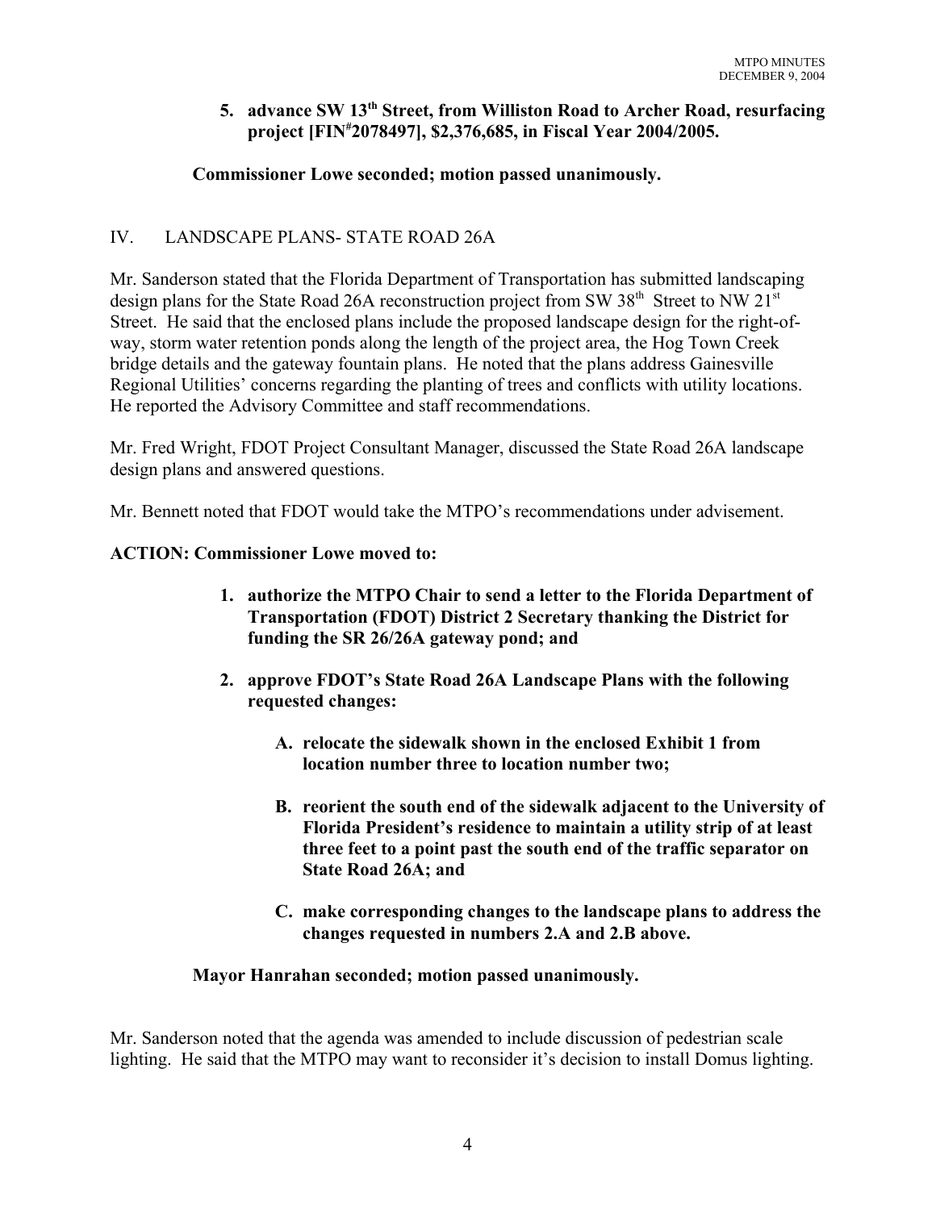**5. advance SW 13th Street, from Williston Road to Archer Road, resurfacing project [FIN#2078497], $2,376,685, in Fiscal Year 2004/2005.**

**Commissioner Lowe seconded; motion passed unanimously.**

## IV. LANDSCAPE PLANS- STATE ROAD 26A

Mr. Sanderson stated that the Florida Department of Transportation has submitted landscaping design plans for the State Road 26A reconstruction project from SW 38th Street to NW 21st Street. He said that the enclosed plans include the proposed landscape design for the right-of-way, storm water retention ponds along the length of the project area, the Hog Town Creek bridge details and the gateway fountain plans. He noted that the plans address Gainesville Regional Utilities' concerns regarding the planting of trees and conflicts with utility locations. He reported the Advisory Committee and staff recommendations.

Mr. Fred Wright, FDOT Project Consultant Manager, discussed the State Road 26A landscape design plans and answered questions.

Mr. Bennett noted that FDOT would take the MTPO's recommendations under advisement.

**ACTION: Commissioner Lowe moved to:**

1. **authorize the MTPO Chair to send a letter to the Florida Department of Transportation (FDOT) District 2 Secretary thanking the District for funding the SR 26/26A gateway pond; and**

2. **approve FDOT's State Road 26A Landscape Plans with the following requested changes:**

   A. **relocate the sidewalk shown in the enclosed Exhibit 1 from location number three to location number two;**

   B. **reorient the south end of the sidewalk adjacent to the University of Florida President's residence to maintain a utility strip of at least three feet to a point past the south end of the traffic separator on State Road 26A; and**

   C. **make corresponding changes to the landscape plans to address the changes requested in numbers 2.A and 2.B above.**

**Mayor Hanrahan seconded; motion passed unanimously.**

Mr. Sanderson noted that the agenda was amended to include discussion of pedestrian scale lighting. He said that the MTPO may want to reconsider it's decision to install Domus lighting.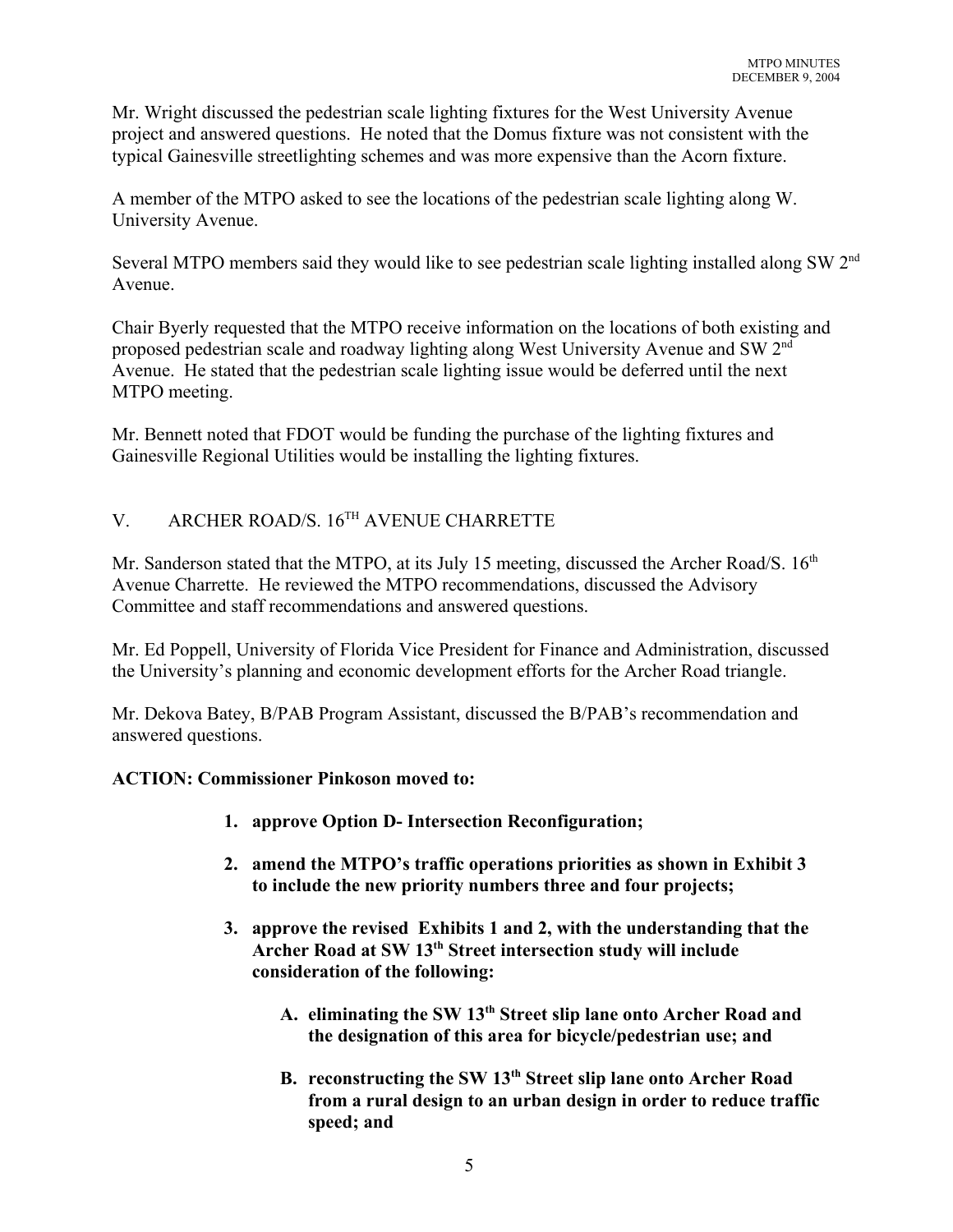Mr. Wright discussed the pedestrian scale lighting fixtures for the West University Avenue project and answered questions. He noted that the Domus fixture was not consistent with the typical Gainesville streetlighting schemes and was more expensive than the Acorn fixture.

A member of the MTPO asked to see the locations of the pedestrian scale lighting along W. University Avenue.

Several MTPO members said they would like to see pedestrian scale lighting installed along SW 2nd Avenue.

Chair Byerly requested that the MTPO receive information on the locations of both existing and proposed pedestrian scale and roadway lighting along West University Avenue and SW 2nd Avenue. He stated that the pedestrian scale lighting issue would be deferred until the next MTPO meeting.

Mr. Bennett noted that FDOT would be funding the purchase of the lighting fixtures and Gainesville Regional Utilities would be installing the lighting fixtures.

## V. ARCHER ROAD/S. 16TH AVENUE CHARRETTE

Mr. Sanderson stated that the MTPO, at its July 15 meeting, discussed the Archer Road/S. 16th Avenue Charrette. He reviewed the MTPO recommendations, discussed the Advisory Committee and staff recommendations and answered questions.

Mr. Ed Poppell, University of Florida Vice President for Finance and Administration, discussed the University's planning and economic development efforts for the Archer Road triangle.

Mr. Dekova Batey, B/PAB Program Assistant, discussed the B/PAB's recommendation and answered questions.

**ACTION: Commissioner Pinkoson moved to:**

1. **approve Option D- Intersection Reconfiguration;**
2. **amend the MTPO's traffic operations priorities as shown in Exhibit 3 to include the new priority numbers three and four projects;**
3. **approve the revised Exhibits 1 and 2, with the understanding that the Archer Road at SW 13th Street intersection study will include consideration of the following:**
   - **A. eliminating the SW 13th Street slip lane onto Archer Road and the designation of this area for bicycle/pedestrian use; and**
   - **B. reconstructing the SW 13th Street slip lane onto Archer Road from a rural design to an urban design in order to reduce traffic speed; and**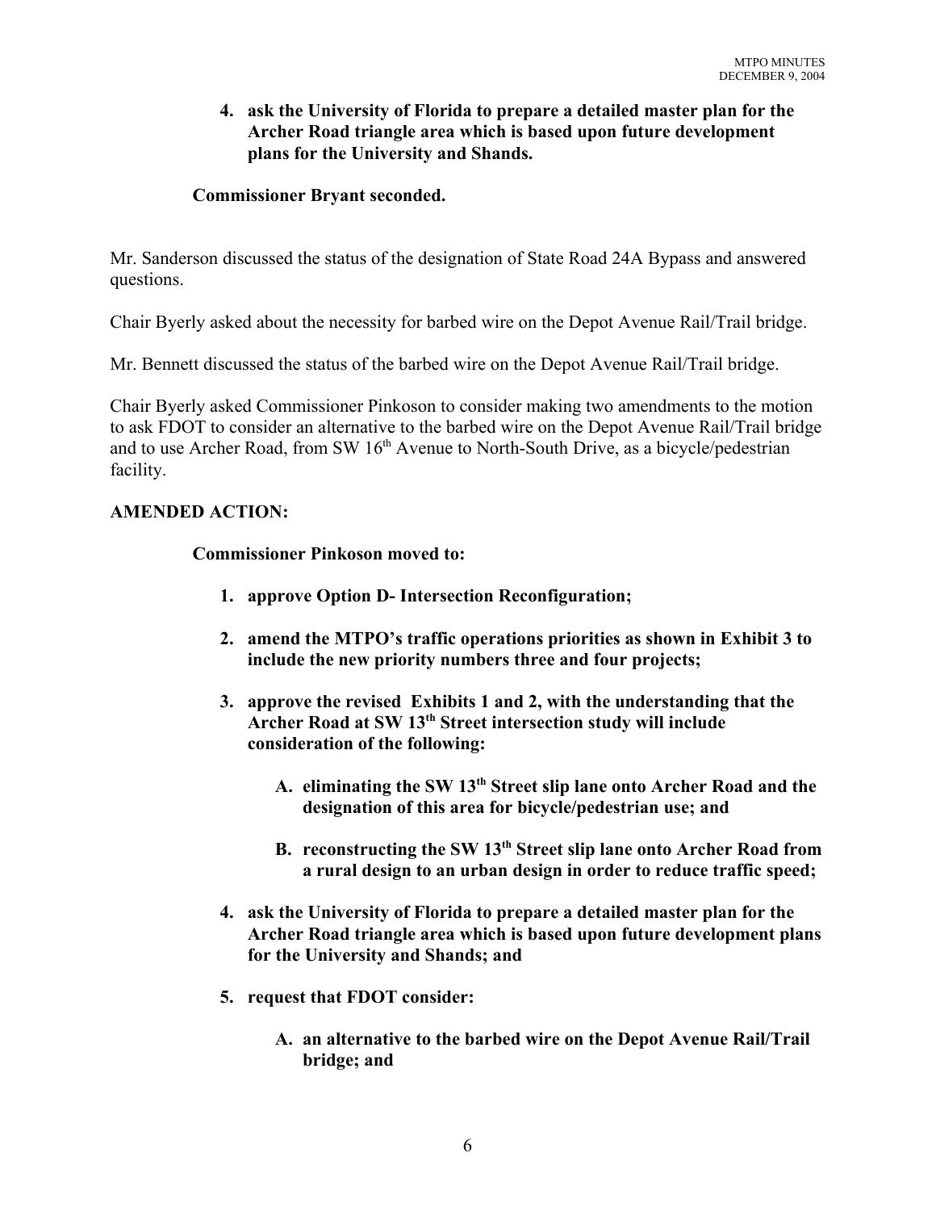4. **ask the University of Florida to prepare a detailed master plan for the Archer Road triangle area which is based upon future development plans for the University and Shands.**

**Commissioner Bryant seconded.**

Mr. Sanderson discussed the status of the designation of State Road 24A Bypass and answered questions.

Chair Byerly asked about the necessity for barbed wire on the Depot Avenue Rail/Trail bridge.

Mr. Bennett discussed the status of the barbed wire on the Depot Avenue Rail/Trail bridge.

Chair Byerly asked Commissioner Pinkoson to consider making two amendments to the motion to ask FDOT to consider an alternative to the barbed wire on the Depot Avenue Rail/Trail bridge and to use Archer Road, from SW 16th Avenue to North-South Drive, as a bicycle/pedestrian facility.

**AMENDED ACTION:**

**Commissioner Pinkoson moved to:**

1. **approve Option D- Intersection Reconfiguration;**

2. **amend the MTPO's traffic operations priorities as shown in Exhibit 3 to include the new priority numbers three and four projects;**

3. **approve the revised Exhibits 1 and 2, with the understanding that the Archer Road at SW 13th Street intersection study will include consideration of the following:**

   A. **eliminating the SW 13th Street slip lane onto Archer Road and the designation of this area for bicycle/pedestrian use; and**

   B. **reconstructing the SW 13th Street slip lane onto Archer Road from a rural design to an urban design in order to reduce traffic speed;**

4. **ask the University of Florida to prepare a detailed master plan for the Archer Road triangle area which is based upon future development plans for the University and Shands; and**

5. **request that FDOT consider:**

   A. **an alternative to the barbed wire on the Depot Avenue Rail/Trail bridge; and**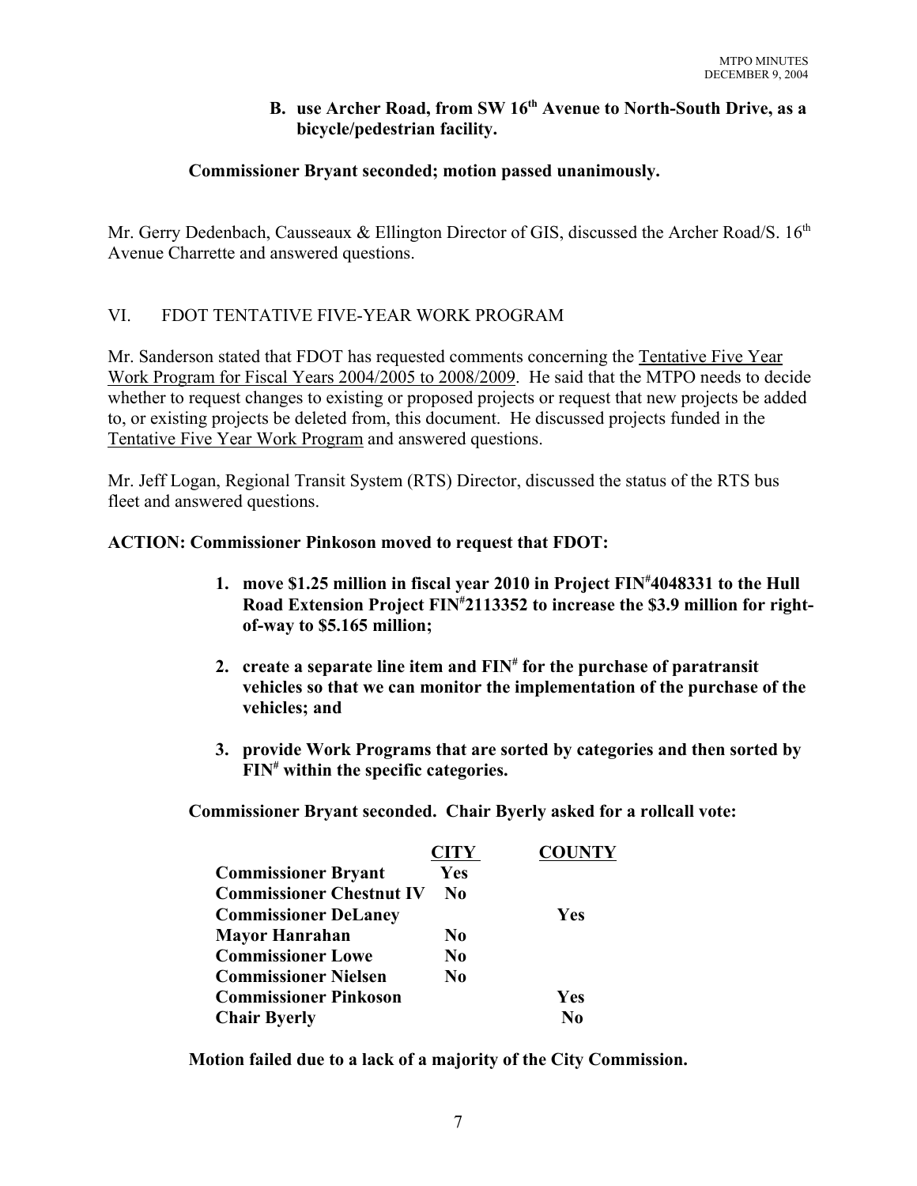**B. use Archer Road, from SW 16th Avenue to North-South Drive, as a bicycle/pedestrian facility.**

**Commissioner Bryant seconded; motion passed unanimously.**

Mr. Gerry Dedenbach, Causseaux & Ellington Director of GIS, discussed the Archer Road/S. 16th Avenue Charrette and answered questions.

## VI. FDOT TENTATIVE FIVE-YEAR WORK PROGRAM

Mr. Sanderson stated that FDOT has requested comments concerning the Tentative Five Year Work Program for Fiscal Years 2004/2005 to 2008/2009. He said that the MTPO needs to decide whether to request changes to existing or proposed projects or request that new projects be added to, or existing projects be deleted from, this document. He discussed projects funded in the Tentative Five Year Work Program and answered questions.

Mr. Jeff Logan, Regional Transit System (RTS) Director, discussed the status of the RTS bus fleet and answered questions.

**ACTION: Commissioner Pinkoson moved to request that FDOT:**

1. **move $1.25 million in fiscal year 2010 in Project FIN#4048331 to the Hull Road Extension Project FIN#2113352 to increase the $3.9 million for right-of-way to $5.165 million;**
2. **create a separate line item and FIN# for the purchase of paratransit vehicles so that we can monitor the implementation of the purchase of the vehicles; and**
3. **provide Work Programs that are sorted by categories and then sorted by FIN# within the specific categories.**

**Commissioner Bryant seconded. Chair Byerly asked for a rollcall vote:**

| | CITY | COUNTY |
|---|---|---|
| **Commissioner Bryant** | **Yes** | |
| **Commissioner Chestnut IV** | **No** | |
| **Commissioner DeLaney** | | **Yes** |
| **Mayor Hanrahan** | **No** | |
| **Commissioner Lowe** | **No** | |
| **Commissioner Nielsen** | **No** | |
| **Commissioner Pinkoson** | | **Yes** |
| **Chair Byerly** | | **No** |

**Motion failed due to a lack of a majority of the City Commission.**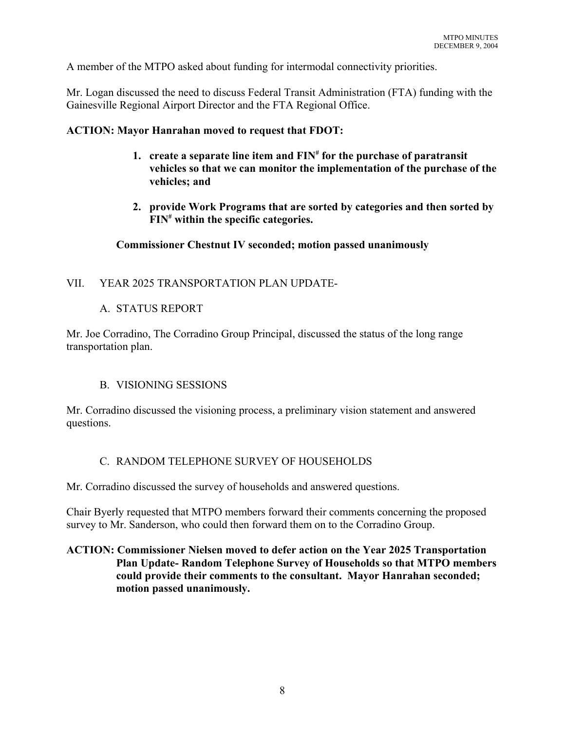A member of the MTPO asked about funding for intermodal connectivity priorities.

Mr. Logan discussed the need to discuss Federal Transit Administration (FTA) funding with the Gainesville Regional Airport Director and the FTA Regional Office.

**ACTION: Mayor Hanrahan moved to request that FDOT:**

1. **create a separate line item and FIN# for the purchase of paratransit vehicles so that we can monitor the implementation of the purchase of the vehicles; and**

2. **provide Work Programs that are sorted by categories and then sorted by FIN# within the specific categories.**

**Commissioner Chestnut IV seconded; motion passed unanimously**

## VII. YEAR 2025 TRANSPORTATION PLAN UPDATE-

### A. STATUS REPORT

Mr. Joe Corradino, The Corradino Group Principal, discussed the status of the long range transportation plan.

### B. VISIONING SESSIONS

Mr. Corradino discussed the visioning process, a preliminary vision statement and answered questions.

### C. RANDOM TELEPHONE SURVEY OF HOUSEHOLDS

Mr. Corradino discussed the survey of households and answered questions.

Chair Byerly requested that MTPO members forward their comments concerning the proposed survey to Mr. Sanderson, who could then forward them on to the Corradino Group.

**ACTION: Commissioner Nielsen moved to defer action on the Year 2025 Transportation Plan Update- Random Telephone Survey of Households so that MTPO members could provide their comments to the consultant. Mayor Hanrahan seconded; motion passed unanimously.**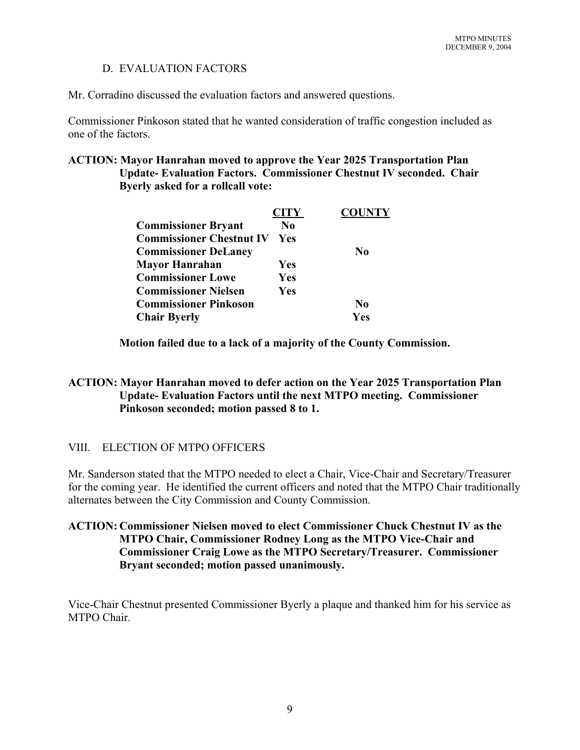D. EVALUATION FACTORS

Mr. Corradino discussed the evaluation factors and answered questions.

Commissioner Pinkoson stated that he wanted consideration of traffic congestion included as one of the factors.

**ACTION: Mayor Hanrahan moved to approve the Year 2025 Transportation Plan Update- Evaluation Factors. Commissioner Chestnut IV seconded. Chair Byerly asked for a rollcall vote:**

| | CITY | COUNTY |
|---|---|---|
| **Commissioner Bryant** | **No** | |
| **Commissioner Chestnut IV** | **Yes** | |
| **Commissioner DeLaney** | | **No** |
| **Mayor Hanrahan** | **Yes** | |
| **Commissioner Lowe** | **Yes** | |
| **Commissioner Nielsen** | **Yes** | |
| **Commissioner Pinkoson** | | **No** |
| **Chair Byerly** | | **Yes** |

**Motion failed due to a lack of a majority of the County Commission.**

**ACTION: Mayor Hanrahan moved to defer action on the Year 2025 Transportation Plan Update- Evaluation Factors until the next MTPO meeting. Commissioner Pinkoson seconded; motion passed 8 to 1.**

VIII. ELECTION OF MTPO OFFICERS

Mr. Sanderson stated that the MTPO needed to elect a Chair, Vice-Chair and Secretary/Treasurer for the coming year. He identified the current officers and noted that the MTPO Chair traditionally alternates between the City Commission and County Commission.

**ACTION: Commissioner Nielsen moved to elect Commissioner Chuck Chestnut IV as the MTPO Chair, Commissioner Rodney Long as the MTPO Vice-Chair and Commissioner Craig Lowe as the MTPO Secretary/Treasurer. Commissioner Bryant seconded; motion passed unanimously.**

Vice-Chair Chestnut presented Commissioner Byerly a plaque and thanked him for his service as MTPO Chair.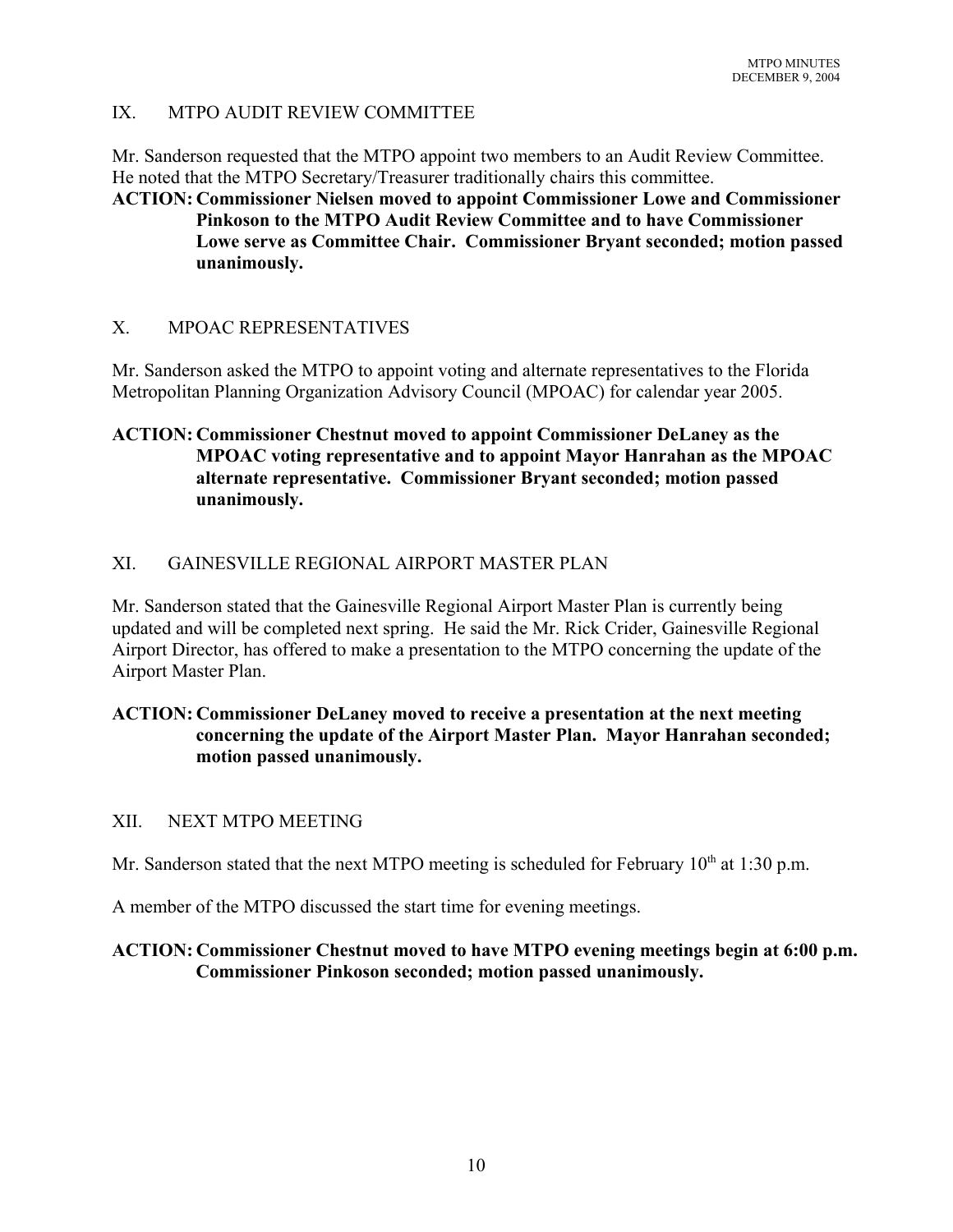## IX. MTPO AUDIT REVIEW COMMITTEE

Mr. Sanderson requested that the MTPO appoint two members to an Audit Review Committee. He noted that the MTPO Secretary/Treasurer traditionally chairs this committee.

**ACTION: Commissioner Nielsen moved to appoint Commissioner Lowe and Commissioner Pinkoson to the MTPO Audit Review Committee and to have Commissioner Lowe serve as Committee Chair. Commissioner Bryant seconded; motion passed unanimously.**

## X. MPOAC REPRESENTATIVES

Mr. Sanderson asked the MTPO to appoint voting and alternate representatives to the Florida Metropolitan Planning Organization Advisory Council (MPOAC) for calendar year 2005.

**ACTION: Commissioner Chestnut moved to appoint Commissioner DeLaney as the MPOAC voting representative and to appoint Mayor Hanrahan as the MPOAC alternate representative. Commissioner Bryant seconded; motion passed unanimously.**

## XI. GAINESVILLE REGIONAL AIRPORT MASTER PLAN

Mr. Sanderson stated that the Gainesville Regional Airport Master Plan is currently being updated and will be completed next spring. He said the Mr. Rick Crider, Gainesville Regional Airport Director, has offered to make a presentation to the MTPO concerning the update of the Airport Master Plan.

**ACTION: Commissioner DeLaney moved to receive a presentation at the next meeting concerning the update of the Airport Master Plan. Mayor Hanrahan seconded; motion passed unanimously.**

## XII. NEXT MTPO MEETING

Mr. Sanderson stated that the next MTPO meeting is scheduled for February 10th at 1:30 p.m.

A member of the MTPO discussed the start time for evening meetings.

**ACTION: Commissioner Chestnut moved to have MTPO evening meetings begin at 6:00 p.m. Commissioner Pinkoson seconded; motion passed unanimously.**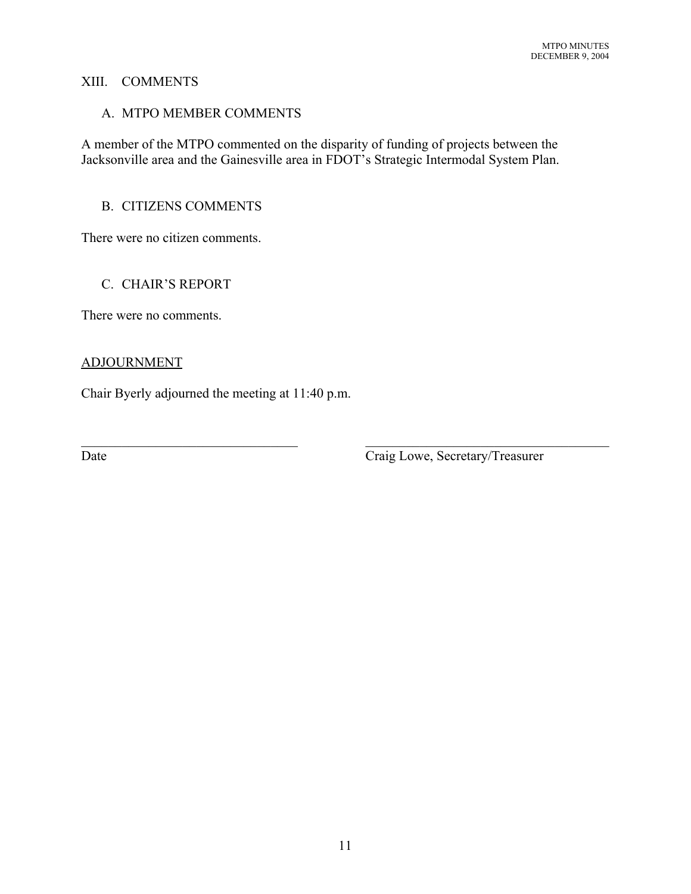## XIII. COMMENTS

### A. MTPO MEMBER COMMENTS

A member of the MTPO commented on the disparity of funding of projects between the Jacksonville area and the Gainesville area in FDOT's Strategic Intermodal System Plan.

### B. CITIZENS COMMENTS

There were no citizen comments.

### C. CHAIR'S REPORT

There were no comments.

ADJOURNMENT

Chair Byerly adjourned the meeting at 11:40 p.m.

\_\_\_\_\_\_\_\_\_\_\_\_\_\_\_\_\_\_\_\_\_\_\_\_\_\_\_\_\_\_\_\_\_\_\_\_ \_\_\_\_\_\_\_\_\_\_\_\_\_\_\_\_\_\_\_\_\_\_\_\_\_\_\_\_\_\_\_\_\_\_\_\_\_\_\_\_

Date Craig Lowe, Secretary/Treasurer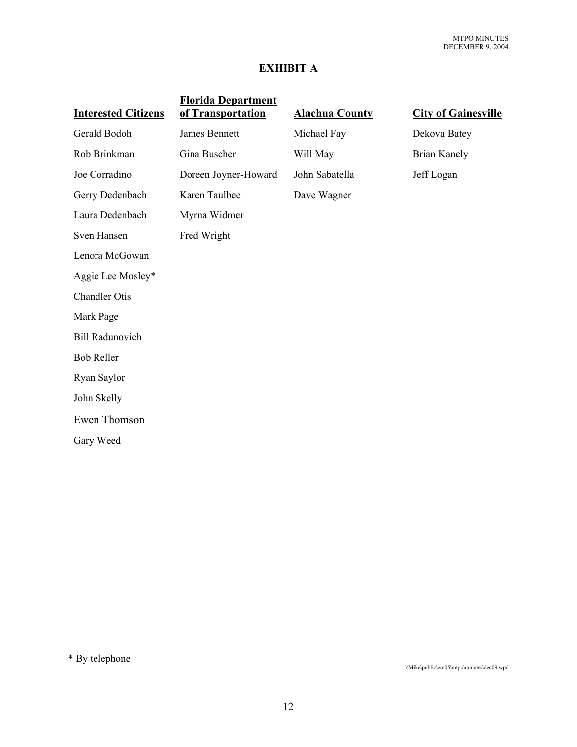# EXHIBIT A

| Interested Citizens | Florida Department of Transportation | Alachua County | City of Gainesville |
|---|---|---|---|
| Gerald Bodoh | James Bennett | Michael Fay | Dekova Batey |
| Rob Brinkman | Gina Buscher | Will May | Brian Kanely |
| Joe Corradino | Doreen Joyner-Howard | John Sabatella | Jeff Logan |
| Gerry Dedenbach | Karen Taulbee | Dave Wagner | |
| Laura Dedenbach | Myrna Widmer | | |
| Sven Hansen | Fred Wright | | |
| Lenora McGowan | | | |
| Aggie Lee Mosley* | | | |
| Chandler Otis | | | |
| Mark Page | | | |
| Bill Radunovich | | | |
| Bob Reller | | | |
| Ryan Saylor | | | |
| John Skelly | | | |
| Ewen Thomson | | | |
| Gary Weed | | | |

\* By telephone

\\Mike\public\em05\mtpo\minutes\dec09.wpd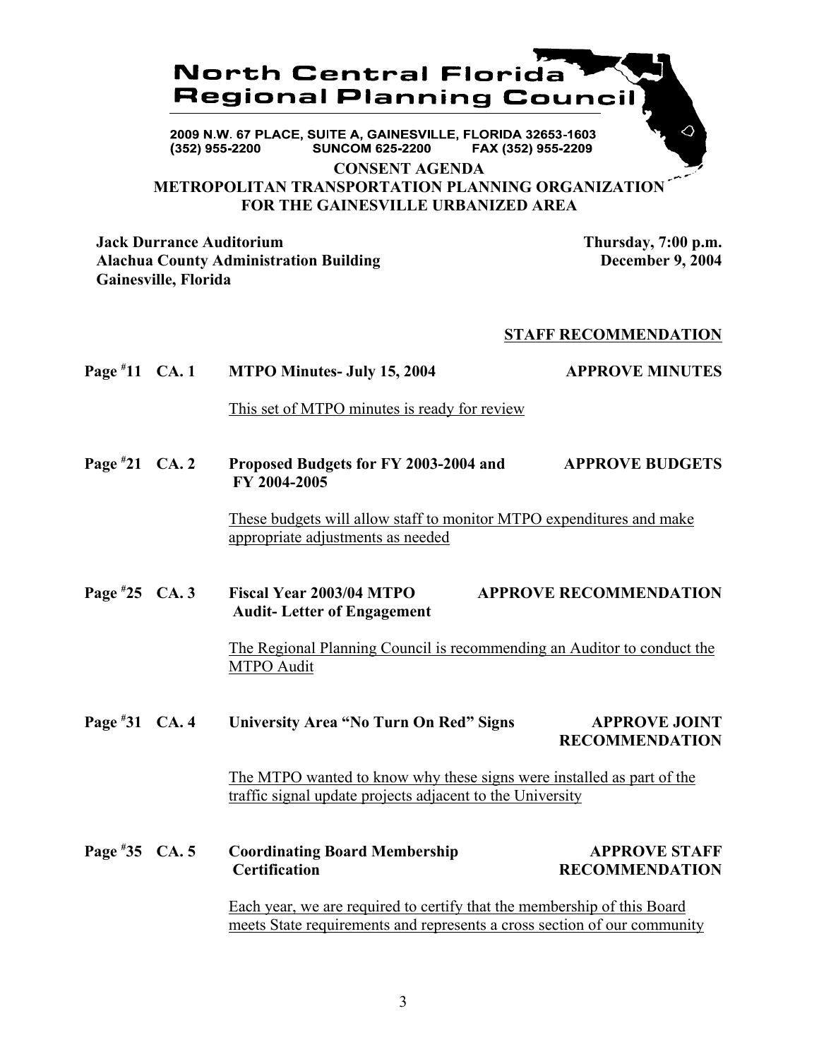# North Central Florida Regional Planning Council

2009 N.W. 67 PLACE, SUITE A, GAINESVILLE, FLORIDA 32653-1603
(352) 955-2200 SUNCOM 625-2200 FAX (352) 955-2209

## CONSENT AGENDA
## METROPOLITAN TRANSPORTATION PLANNING ORGANIZATION FOR THE GAINESVILLE URBANIZED AREA

**Jack Durrance Auditorium**
**Alachua County Administration Building**
**Gainesville, Florida**

**Thursday, 7:00 p.m.**
**December 9, 2004**

**STAFF RECOMMENDATION**

**Page #11 CA. 1 MTPO Minutes- July 15, 2004** — **APPROVE MINUTES**

This set of MTPO minutes is ready for review

**Page #21 CA. 2 Proposed Budgets for FY 2003-2004 and FY 2004-2005** — **APPROVE BUDGETS**

These budgets will allow staff to monitor MTPO expenditures and make appropriate adjustments as needed

**Page #25 CA. 3 Fiscal Year 2003/04 MTPO Audit- Letter of Engagement** — **APPROVE RECOMMENDATION**

The Regional Planning Council is recommending an Auditor to conduct the MTPO Audit

**Page #31 CA. 4 University Area "No Turn On Red" Signs** — **APPROVE JOINT RECOMMENDATION**

The MTPO wanted to know why these signs were installed as part of the traffic signal update projects adjacent to the University

**Page #35 CA. 5 Coordinating Board Membership Certification** — **APPROVE STAFF RECOMMENDATION**

Each year, we are required to certify that the membership of this Board meets State requirements and represents a cross section of our community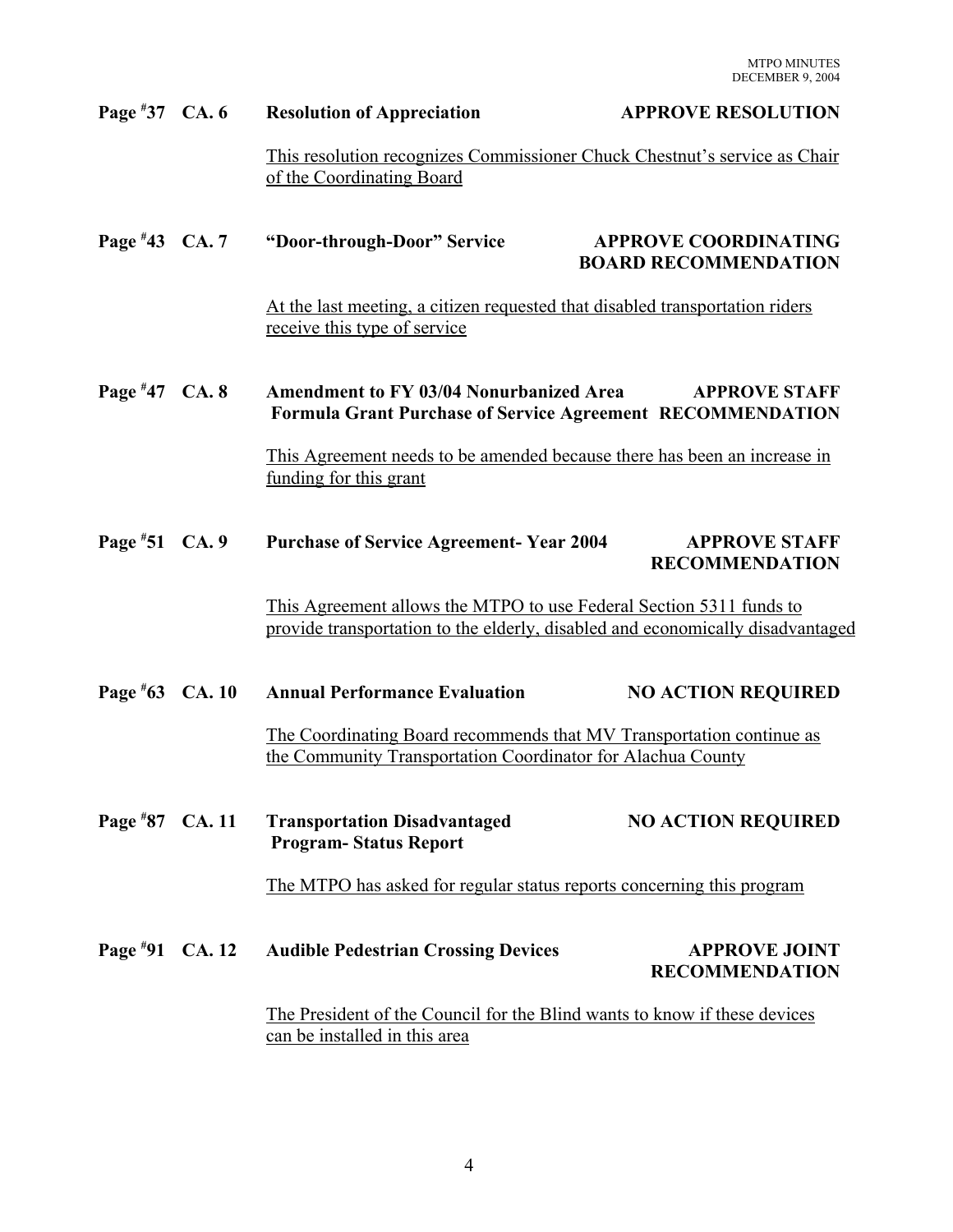**Page #37 CA. 6 Resolution of Appreciation APPROVE RESOLUTION**

This resolution recognizes Commissioner Chuck Chestnut's service as Chair of the Coordinating Board

**Page #43 CA. 7 "Door-through-Door" Service APPROVE COORDINATING BOARD RECOMMENDATION**

At the last meeting, a citizen requested that disabled transportation riders receive this type of service

**Page #47 CA. 8 Amendment to FY 03/04 Nonurbanized Area Formula Grant Purchase of Service Agreement APPROVE STAFF RECOMMENDATION**

This Agreement needs to be amended because there has been an increase in funding for this grant

**Page #51 CA. 9 Purchase of Service Agreement- Year 2004 APPROVE STAFF RECOMMENDATION**

This Agreement allows the MTPO to use Federal Section 5311 funds to provide transportation to the elderly, disabled and economically disadvantaged

**Page #63 CA. 10 Annual Performance Evaluation NO ACTION REQUIRED**

The Coordinating Board recommends that MV Transportation continue as the Community Transportation Coordinator for Alachua County

**Page #87 CA. 11 Transportation Disadvantaged Program- Status Report NO ACTION REQUIRED**

The MTPO has asked for regular status reports concerning this program

**Page #91 CA. 12 Audible Pedestrian Crossing Devices APPROVE JOINT RECOMMENDATION**

The President of the Council for the Blind wants to know if these devices can be installed in this area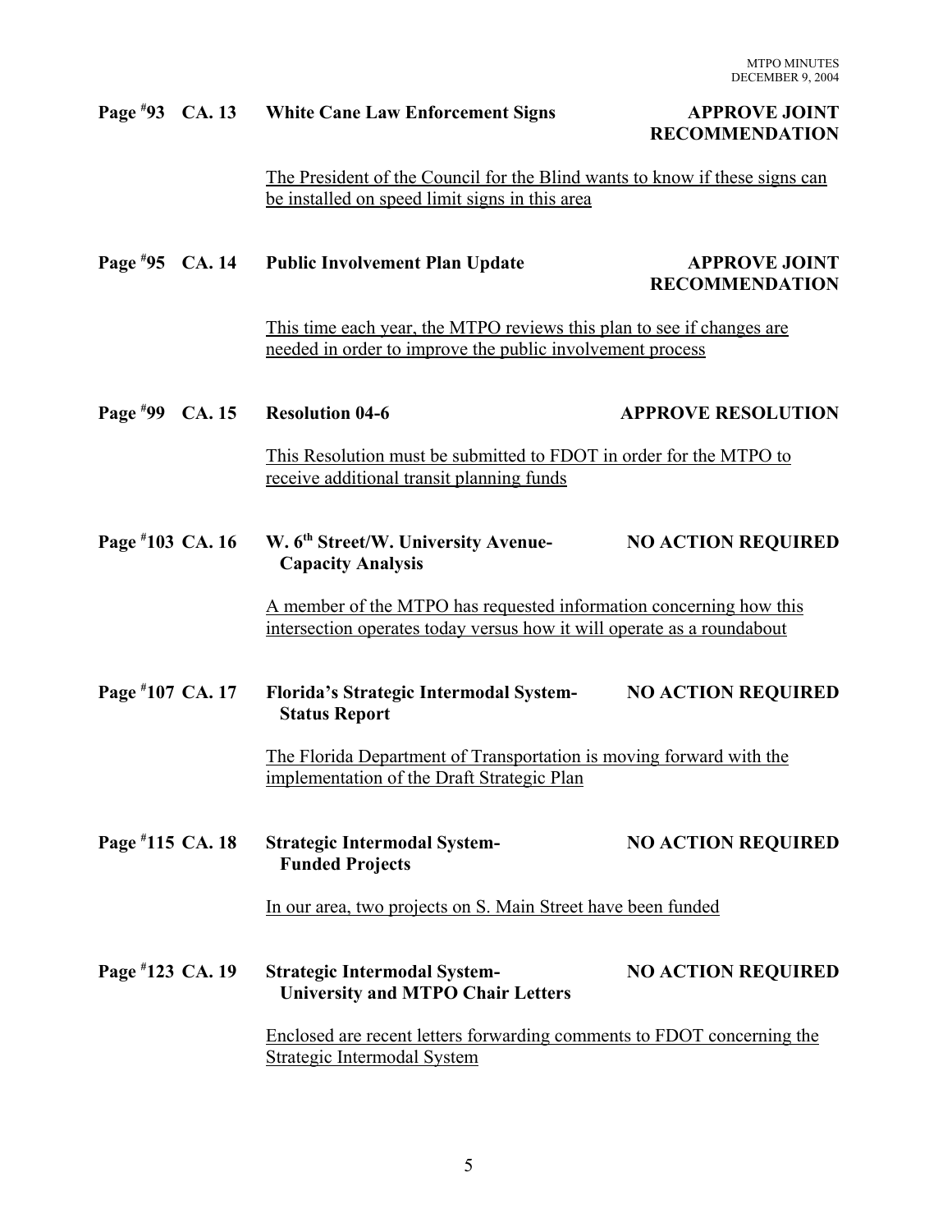**Page #93 CA. 13 White Cane Law Enforcement Signs — APPROVE JOINT RECOMMENDATION**

The President of the Council for the Blind wants to know if these signs can be installed on speed limit signs in this area

**Page #95 CA. 14 Public Involvement Plan Update — APPROVE JOINT RECOMMENDATION**

This time each year, the MTPO reviews this plan to see if changes are needed in order to improve the public involvement process

**Page #99 CA. 15 Resolution 04-6 — APPROVE RESOLUTION**

This Resolution must be submitted to FDOT in order for the MTPO to receive additional transit planning funds

**Page #103 CA. 16 W. 6th Street/W. University Avenue-Capacity Analysis — NO ACTION REQUIRED**

A member of the MTPO has requested information concerning how this intersection operates today versus how it will operate as a roundabout

**Page #107 CA. 17 Florida's Strategic Intermodal System-Status Report — NO ACTION REQUIRED**

The Florida Department of Transportation is moving forward with the implementation of the Draft Strategic Plan

**Page #115 CA. 18 Strategic Intermodal System-Funded Projects — NO ACTION REQUIRED**

In our area, two projects on S. Main Street have been funded

**Page #123 CA. 19 Strategic Intermodal System-University and MTPO Chair Letters — NO ACTION REQUIRED**

Enclosed are recent letters forwarding comments to FDOT concerning the Strategic Intermodal System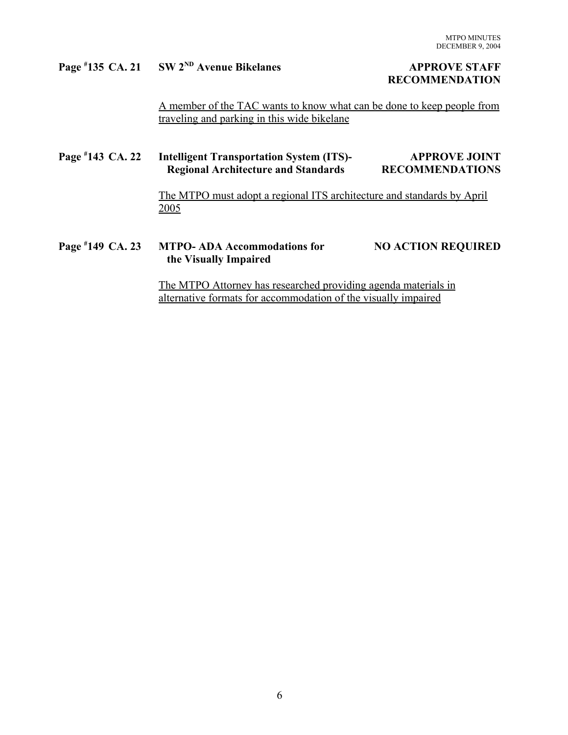**Page #135 CA. 21 SW 2ND Avenue Bikelanes** **APPROVE STAFF RECOMMENDATION**

A member of the TAC wants to know what can be done to keep people from traveling and parking in this wide bikelane

**Page #143 CA. 22 Intelligent Transportation System (ITS)- Regional Architecture and Standards** **APPROVE JOINT RECOMMENDATIONS**

The MTPO must adopt a regional ITS architecture and standards by April 2005

**Page #149 CA. 23 MTPO- ADA Accommodations for the Visually Impaired** **NO ACTION REQUIRED**

The MTPO Attorney has researched providing agenda materials in alternative formats for accommodation of the visually impaired